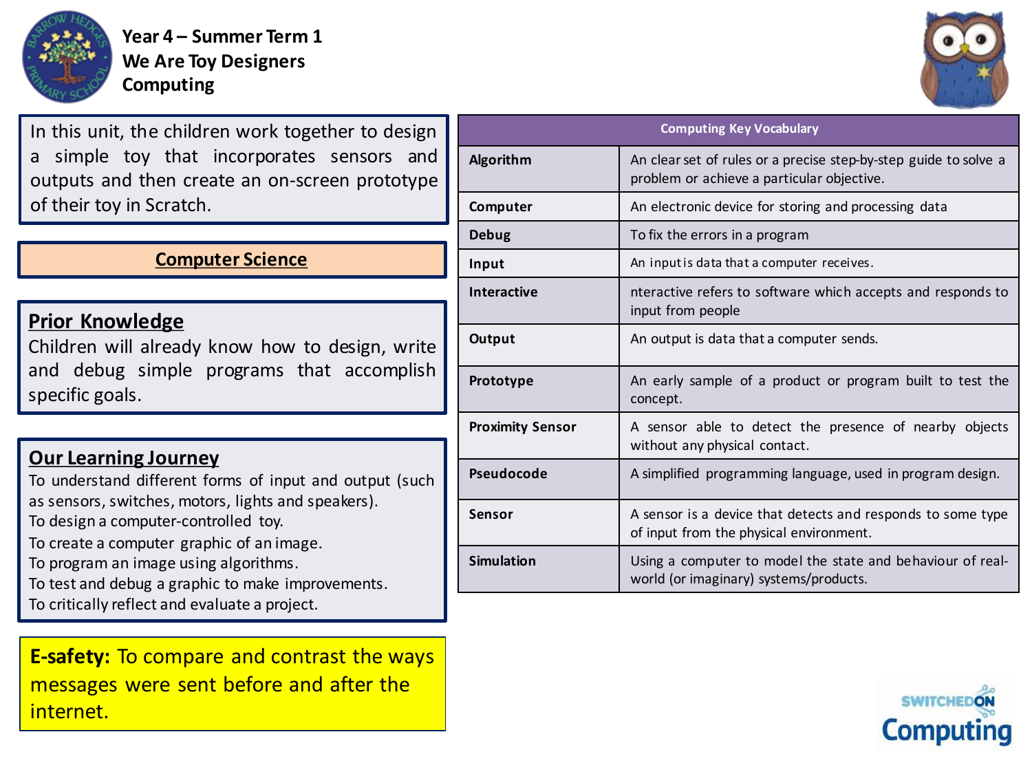# Year 4 – Summer Term 1
# We Are Toy Designers
# Computing

In this unit, the children work together to design a simple toy that incorporates sensors and outputs and then create an on-screen prototype of their toy in Scratch.

## Computer Science

## Prior Knowledge

Children will already know how to design, write and debug simple programs that accomplish specific goals.

## Our Learning Journey

To understand different forms of input and output (such as sensors, switches, motors, lights and speakers).
To design a computer-controlled toy.
To create a computer graphic of an image.
To program an image using algorithms.
To test and debug a graphic to make improvements.
To critically reflect and evaluate a project.

**E-safety:** To compare and contrast the ways messages were sent before and after the internet.

| Computing Key Vocabulary | |
|---|---|
| **Algorithm** | An clear set of rules or a precise step-by-step guide to solve a problem or achieve a particular objective. |
| **Computer** | An electronic device for storing and processing data |
| **Debug** | To fix the errors in a program |
| **Input** | An input is data that a computer receives. |
| **Interactive** | nteractive refers to software which accepts and responds to input from people |
| **Output** | An output is data that a computer sends. |
| **Prototype** | An early sample of a product or program built to test the concept. |
| **Proximity Sensor** | A sensor able to detect the presence of nearby objects without any physical contact. |
| **Pseudocode** | A simplified programming language, used in program design. |
| **Sensor** | A sensor is a device that detects and responds to some type of input from the physical environment. |
| **Simulation** | Using a computer to model the state and behaviour of real-world (or imaginary) systems/products. |

SWITCHEDON Computing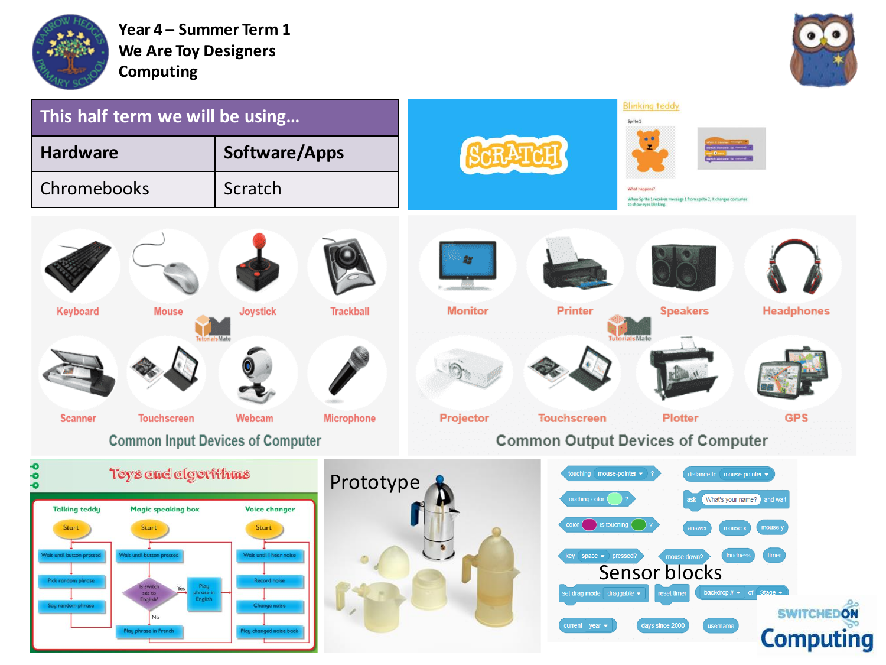# Year 4 – Summer Term 1
# We Are Toy Designers
# Computing

| This half term we will be using… | |
| --- | --- |
| **Hardware** | **Software/Apps** |
| Chromebooks | Scratch |

SCRATCH

Blinking teddy

Sprite 1

What happens?

When Sprite 1 receives message 1 from sprite 2, it changes costumes to show eyes blinking.

## Common Input Devices of Computer

Keyboard
Mouse
Joystick
Trackball
Scanner
Touchscreen
Webcam
Microphone

## Common Output Devices of Computer

Monitor
Printer
Speakers
Headphones
Projector
Touchscreen
Plotter
GPS

## Toys and algorithms

**Talking teddy**
Start
Wait until button pressed
Pick random phrase
Say random phrase

**Magic speaking box**
Start
Wait until button pressed
Is switch set to English?
Yes → Play phrase in English
No → Play phrase in French

**Voice changer**
Start
Wait until I hear noise
Record noise
Change noise
Play changed noise back

## Prototype

## Sensor blocks

touching mouse-pointer ?
distance to mouse-pointer
touching color ?
ask What's your name? and wait
color is touching ?
answer
mouse x
mouse y
key space pressed?
mouse down?
loudness
timer
set drag mode draggable
reset timer
backdrop # of Stage
current year
days since 2000
username

SWITCHEDON Computing